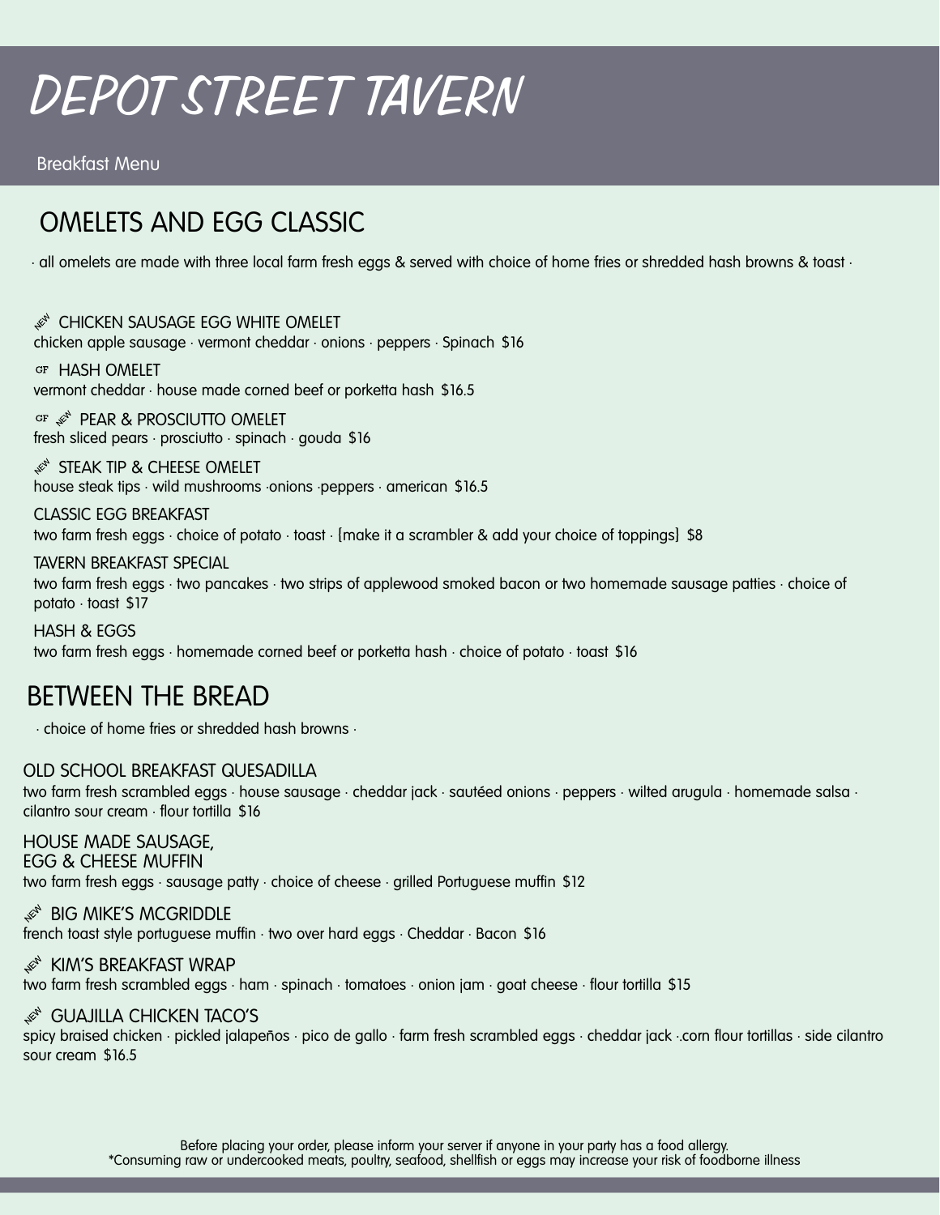# DEPOT STREET TAVERN

Breakfast Menu

## OMELETS AND EGG CLASSIC

· all omelets are made with three local farm fresh eggs & served with choice of home fries or shredded hash browns & toast ·

NEW CHICKEN SAUSAGE EGG WHITE OMELET
chicken apple sausage · vermont cheddar · onions · peppers · Spinach $16

GF HASH OMELET
vermont cheddar · house made corned beef or porketta hash $16.5

GF NEW PEAR & PROSCIUTTO OMELET
fresh sliced pears · prosciutto · spinach · gouda $16

NEW STEAK TIP & CHEESE OMELET
house steak tips · wild mushrooms ·onions ·peppers · american $16.5

CLASSIC EGG BREAKFAST
two farm fresh eggs · choice of potato · toast · (make it a scrambler & add your choice of toppings) $8

TAVERN BREAKFAST SPECIAL
two farm fresh eggs · two pancakes · two strips of applewood smoked bacon or two homemade sausage patties · choice of potato · toast $17

HASH & EGGS
two farm fresh eggs · homemade corned beef or porketta hash · choice of potato · toast $16

## BETWEEN THE BREAD

· choice of home fries or shredded hash browns ·

OLD SCHOOL BREAKFAST QUESADILLA
two farm fresh scrambled eggs · house sausage · cheddar jack · sautéed onions · peppers · wilted arugula · homemade salsa · cilantro sour cream · flour tortilla $16

HOUSE MADE SAUSAGE, EGG & CHEESE MUFFIN
two farm fresh eggs · sausage patty · choice of cheese · grilled Portuguese muffin $12

NEW BIG MIKE'S MCGRIDDLE
french toast style portuguese muffin · two over hard eggs · Cheddar · Bacon $16

NEW KIM'S BREAKFAST WRAP
two farm fresh scrambled eggs · ham · spinach · tomatoes · onion jam · goat cheese · flour tortilla $15

NEW GUAJILLA CHICKEN TACO'S
spicy braised chicken · pickled jalapeños · pico de gallo · farm fresh scrambled eggs · cheddar jack ·.corn flour tortillas · side cilantro sour cream $16.5

Before placing your order, please inform your server if anyone in your party has a food allergy.
*Consuming raw or undercooked meats, poultry, seafood, shellfish or eggs may increase your risk of foodborne illness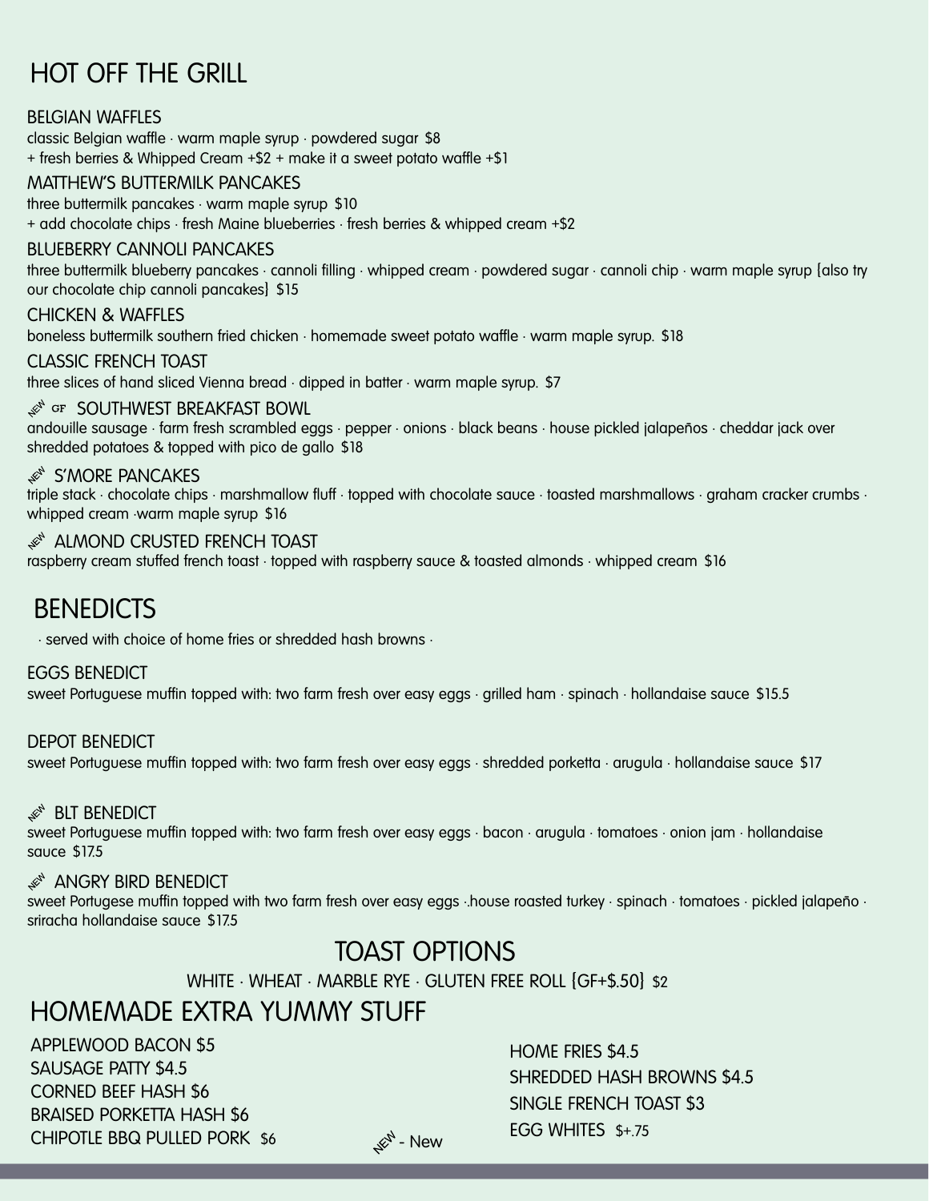# HOT OFF THE GRILL

### BELGIAN WAFFLES

classic Belgian waffle · warm maple syrup · powdered sugar $8
+ fresh berries & Whipped Cream +$2 + make it a sweet potato waffle +$1

### MATTHEW'S BUTTERMILK PANCAKES

three buttermilk pancakes · warm maple syrup $10
+ add chocolate chips · fresh Maine blueberries · fresh berries & whipped cream +$2

### BLUEBERRY CANNOLI PANCAKES

three buttermilk blueberry pancakes · cannoli filling · whipped cream · powdered sugar · cannoli chip · warm maple syrup {also try our chocolate chip cannoli pancakes} $15

### CHICKEN & WAFFLES

boneless buttermilk southern fried chicken · homemade sweet potato waffle · warm maple syrup. $18

### CLASSIC FRENCH TOAST

three slices of hand sliced Vienna bread · dipped in batter · warm maple syrup. $7

### NEW GF SOUTHWEST BREAKFAST BOWL

andouille sausage · farm fresh scrambled eggs · pepper · onions · black beans · house pickled jalapeños · cheddar jack over shredded potatoes & topped with pico de gallo $18

### NEW S'MORE PANCAKES

triple stack · chocolate chips · marshmallow fluff · topped with chocolate sauce · toasted marshmallows · graham cracker crumbs · whipped cream ·warm maple syrup $16

### NEW ALMOND CRUSTED FRENCH TOAST

raspberry cream stuffed french toast · topped with raspberry sauce & toasted almonds · whipped cream $16

# BENEDICTS

· served with choice of home fries or shredded hash browns ·

### EGGS BENEDICT

sweet Portuguese muffin topped with: two farm fresh over easy eggs · grilled ham · spinach · hollandaise sauce $15.5

### DEPOT BENEDICT

sweet Portuguese muffin topped with: two farm fresh over easy eggs · shredded porketta · arugula · hollandaise sauce $17

### NEW BLT BENEDICT

sweet Portuguese muffin topped with: two farm fresh over easy eggs · bacon · arugula · tomatoes · onion jam · hollandaise sauce $17.5

### NEW ANGRY BIRD BENEDICT

sweet Portugese muffin topped with two farm fresh over easy eggs ·.house roasted turkey · spinach · tomatoes · pickled jalapeño · sriracha hollandaise sauce $17.5

# TOAST OPTIONS

WHITE · WHEAT · MARBLE RYE · GLUTEN FREE ROLL {GF+$.50} $2

# HOMEMADE EXTRA YUMMY STUFF

APPLEWOOD BACON $5
SAUSAGE PATTY $4.5
CORNED BEEF HASH $6
BRAISED PORKETTA HASH $6
CHIPOTLE BBQ PULLED PORK $6

HOME FRIES $4.5
SHREDDED HASH BROWNS $4.5
SINGLE FRENCH TOAST $3
EGG WHITES $+.75

NEW - New